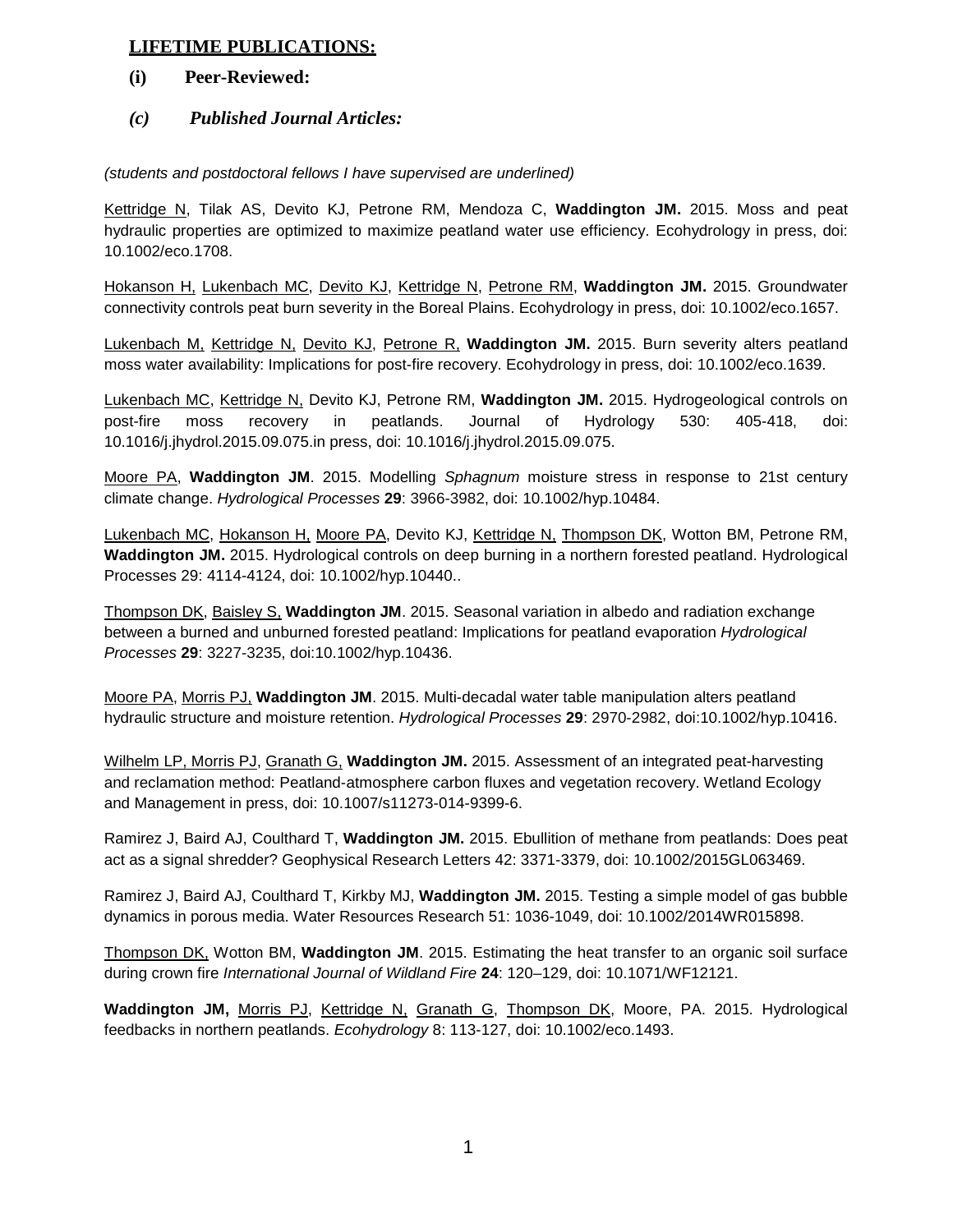## LIFETIME PUBLICATIONS:

### (i) Peer-Reviewed:

### *(c) Published Journal Articles:*

*(students and postdoctoral fellows I have supervised are underlined)*

<u>Kettridge N</u>, Tilak AS, Devito KJ, Petrone RM, Mendoza C, **Waddington JM.** 2015. Moss and peat hydraulic properties are optimized to maximize peatland water use efficiency. Ecohydrology in press, doi: 10.1002/eco.1708.

<u>Hokanson H,</u> <u>Lukenbach MC</u>, <u>Devito KJ</u>, <u>Kettridge N</u>, <u>Petrone RM</u>, **Waddington JM.** 2015. Groundwater connectivity controls peat burn severity in the Boreal Plains. Ecohydrology in press, doi: 10.1002/eco.1657.

<u>Lukenbach M,</u> <u>Kettridge N,</u> <u>Devito KJ</u>, <u>Petrone R,</u> **Waddington JM.** 2015. Burn severity alters peatland moss water availability: Implications for post-fire recovery. Ecohydrology in press, doi: 10.1002/eco.1639.

<u>Lukenbach MC</u>, <u>Kettridge N,</u> Devito KJ, Petrone RM, **Waddington JM.** 2015. Hydrogeological controls on post-fire moss recovery in peatlands. Journal of Hydrology 530: 405-418, doi: 10.1016/j.jhydrol.2015.09.075.in press, doi: 10.1016/j.jhydrol.2015.09.075.

<u>Moore PA</u>, **Waddington JM**. 2015. Modelling *Sphagnum* moisture stress in response to 21st century climate change. *Hydrological Processes* **29**: 3966-3982, doi: 10.1002/hyp.10484.

<u>Lukenbach MC</u>, <u>Hokanson H,</u> <u>Moore PA</u>, Devito KJ, <u>Kettridge N,</u> <u>Thompson DK</u>, Wotton BM, Petrone RM, **Waddington JM.** 2015. Hydrological controls on deep burning in a northern forested peatland. Hydrological Processes 29: 4114-4124, doi: 10.1002/hyp.10440..

<u>Thompson DK</u>, <u>Baisley S,</u> **Waddington JM**. 2015. Seasonal variation in albedo and radiation exchange between a burned and unburned forested peatland: Implications for peatland evaporation *Hydrological Processes* **29**: 3227-3235, doi:10.1002/hyp.10436.

<u>Moore PA</u>, <u>Morris PJ,</u> **Waddington JM**. 2015. Multi-decadal water table manipulation alters peatland hydraulic structure and moisture retention. *Hydrological Processes* **29**: 2970-2982, doi:10.1002/hyp.10416.

<u>Wilhelm LP, Morris PJ</u>, <u>Granath G,</u> **Waddington JM.** 2015. Assessment of an integrated peat-harvesting and reclamation method: Peatland-atmosphere carbon fluxes and vegetation recovery. Wetland Ecology and Management in press, doi: 10.1007/s11273-014-9399-6.

Ramirez J, Baird AJ, Coulthard T, **Waddington JM.** 2015. Ebullition of methane from peatlands: Does peat act as a signal shredder? Geophysical Research Letters 42: 3371-3379, doi: 10.1002/2015GL063469.

Ramirez J, Baird AJ, Coulthard T, Kirkby MJ, **Waddington JM.** 2015. Testing a simple model of gas bubble dynamics in porous media. Water Resources Research 51: 1036-1049, doi: 10.1002/2014WR015898.

<u>Thompson DK,</u> Wotton BM, **Waddington JM**. 2015. Estimating the heat transfer to an organic soil surface during crown fire *International Journal of Wildland Fire* **24**: 120–129, doi: 10.1071/WF12121.

**Waddington JM,** <u>Morris PJ</u>, <u>Kettridge N,</u> <u>Granath G</u>, <u>Thompson DK</u>, Moore, PA. 2015. Hydrological feedbacks in northern peatlands. *Ecohydrology* 8: 113-127, doi: 10.1002/eco.1493.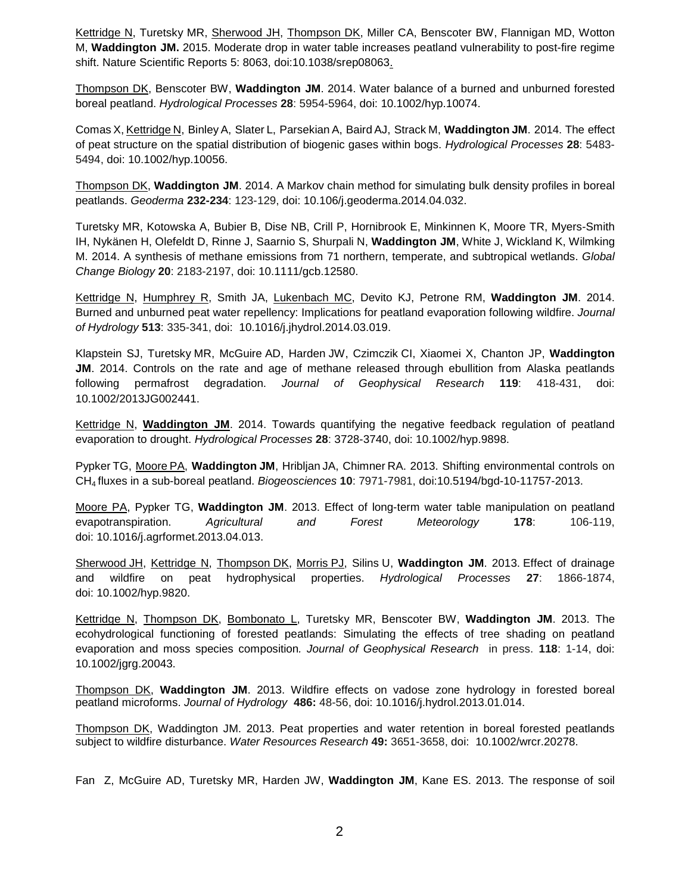Kettridge N, Turetsky MR, Sherwood JH, Thompson DK, Miller CA, Benscoter BW, Flannigan MD, Wotton M, **Waddington JM.** 2015. Moderate drop in water table increases peatland vulnerability to post-fire regime shift. Nature Scientific Reports 5: 8063, doi:10.1038/srep08063.

Thompson DK, Benscoter BW, **Waddington JM**. 2014. Water balance of a burned and unburned forested boreal peatland. *Hydrological Processes* **28**: 5954-5964, doi: 10.1002/hyp.10074.

Comas X, Kettridge N, Binley A, Slater L, Parsekian A, Baird AJ, Strack M, **Waddington JM**. 2014. The effect of peat structure on the spatial distribution of biogenic gases within bogs. *Hydrological Processes* **28**: 5483-5494, doi: 10.1002/hyp.10056.

Thompson DK, **Waddington JM**. 2014. A Markov chain method for simulating bulk density profiles in boreal peatlands. *Geoderma* **232-234**: 123-129, doi: 10.106/j.geoderma.2014.04.032.

Turetsky MR, Kotowska A, Bubier B, Dise NB, Crill P, Hornibrook E, Minkinnen K, Moore TR, Myers-Smith IH, Nykänen H, Olefeldt D, Rinne J, Saarnio S, Shurpali N, **Waddington JM**, White J, Wickland K, Wilmking M. 2014. A synthesis of methane emissions from 71 northern, temperate, and subtropical wetlands. *Global Change Biology* **20**: 2183-2197, doi: 10.1111/gcb.12580.

Kettridge N, Humphrey R, Smith JA, Lukenbach MC, Devito KJ, Petrone RM, **Waddington JM**. 2014. Burned and unburned peat water repellency: Implications for peatland evaporation following wildfire. *Journal of Hydrology* **513**: 335-341, doi: 10.1016/j.jhydrol.2014.03.019.

Klapstein SJ, Turetsky MR, McGuire AD, Harden JW, Czimczik CI, Xiaomei X, Chanton JP, **Waddington JM**. 2014. Controls on the rate and age of methane released through ebullition from Alaska peatlands following permafrost degradation. *Journal of Geophysical Research* **119**: 418-431, doi: 10.1002/2013JG002441.

Kettridge N, **Waddington JM**. 2014. Towards quantifying the negative feedback regulation of peatland evaporation to drought. *Hydrological Processes* **28**: 3728-3740, doi: 10.1002/hyp.9898.

Pypker TG, Moore PA, **Waddington JM**, Hribljan JA, Chimner RA. 2013. Shifting environmental controls on $CH_4$ fluxes in a sub-boreal peatland. *Biogeosciences* **10**: 7971-7981, doi:10.5194/bgd-10-11757-2013.

Moore PA, Pypker TG, **Waddington JM**. 2013. Effect of long-term water table manipulation on peatland evapotranspiration. *Agricultural and Forest Meteorology* **178**: 106-119, doi: 10.1016/j.agrformet.2013.04.013.

Sherwood JH, Kettridge N, Thompson DK, Morris PJ, Silins U, **Waddington JM**. 2013. Effect of drainage and wildfire on peat hydrophysical properties. *Hydrological Processes* **27**: 1866-1874, doi: 10.1002/hyp.9820.

Kettridge N, Thompson DK, Bombonato L, Turetsky MR, Benscoter BW, **Waddington JM**. 2013. The ecohydrological functioning of forested peatlands: Simulating the effects of tree shading on peatland evaporation and moss species composition. *Journal of Geophysical Research* in press. **118**: 1-14, doi: 10.1002/jgrg.20043.

Thompson DK, **Waddington JM**. 2013. Wildfire effects on vadose zone hydrology in forested boreal peatland microforms. *Journal of Hydrology* **486:** 48-56, doi: 10.1016/j.hydrol.2013.01.014.

Thompson DK, Waddington JM. 2013. Peat properties and water retention in boreal forested peatlands subject to wildfire disturbance. *Water Resources Research* **49:** 3651-3658, doi: 10.1002/wrcr.20278.

Fan Z, McGuire AD, Turetsky MR, Harden JW, **Waddington JM**, Kane ES. 2013. The response of soil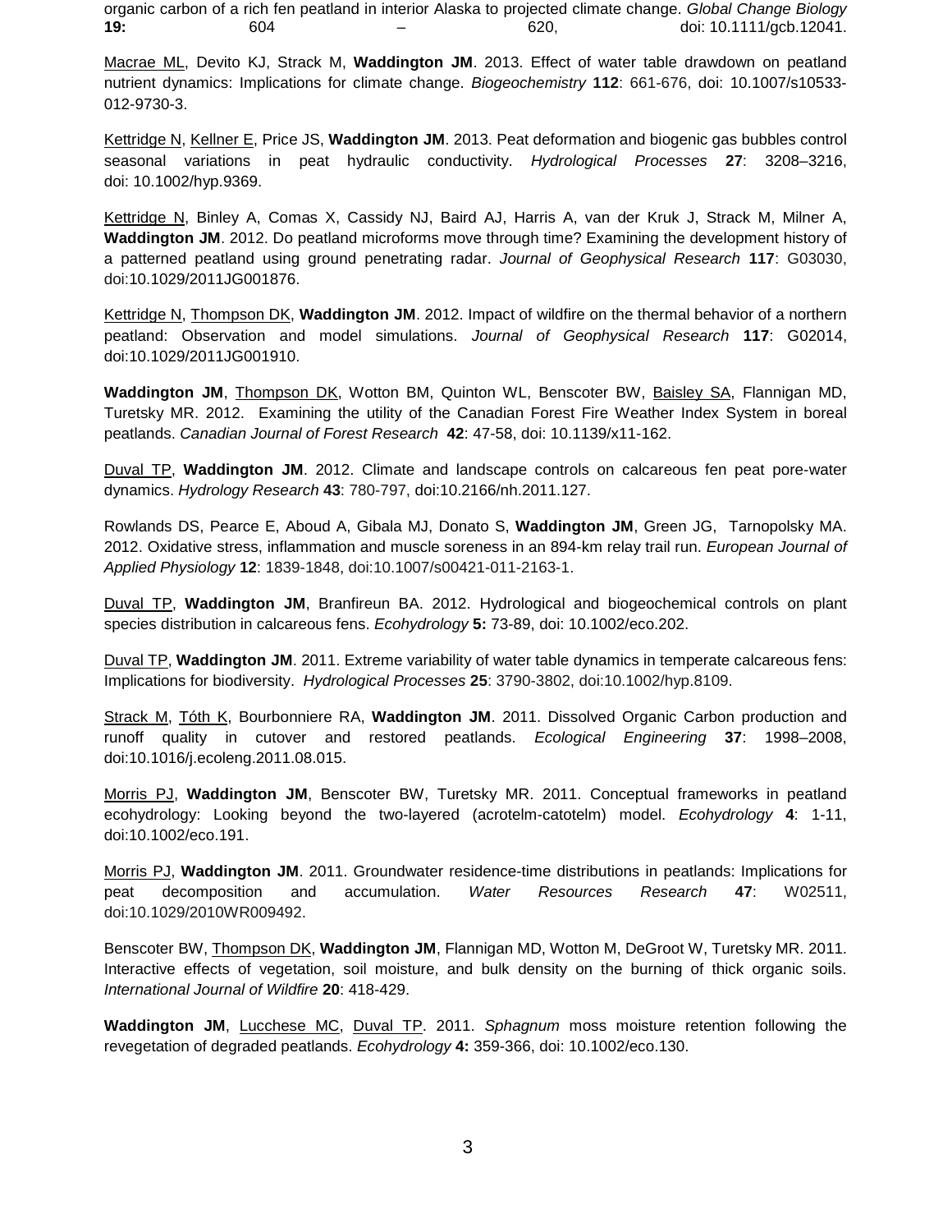organic carbon of a rich fen peatland in interior Alaska to projected climate change. *Global Change Biology* **19:** 604 – 620, doi: 10.1111/gcb.12041.

Macrae ML, Devito KJ, Strack M, **Waddington JM**. 2013. Effect of water table drawdown on peatland nutrient dynamics: Implications for climate change. *Biogeochemistry* **112**: 661-676, doi: 10.1007/s10533-012-9730-3.

Kettridge N, Kellner E, Price JS, **Waddington JM**. 2013. Peat deformation and biogenic gas bubbles control seasonal variations in peat hydraulic conductivity. *Hydrological Processes* **27**: 3208–3216, doi: 10.1002/hyp.9369.

Kettridge N, Binley A, Comas X, Cassidy NJ, Baird AJ, Harris A, van der Kruk J, Strack M, Milner A, **Waddington JM**. 2012. Do peatland microforms move through time? Examining the development history of a patterned peatland using ground penetrating radar. *Journal of Geophysical Research* **117**: G03030, doi:10.1029/2011JG001876.

Kettridge N, Thompson DK, **Waddington JM**. 2012. Impact of wildfire on the thermal behavior of a northern peatland: Observation and model simulations. *Journal of Geophysical Research* **117**: G02014, doi:10.1029/2011JG001910.

**Waddington JM**, Thompson DK, Wotton BM, Quinton WL, Benscoter BW, Baisley SA, Flannigan MD, Turetsky MR. 2012. Examining the utility of the Canadian Forest Fire Weather Index System in boreal peatlands. *Canadian Journal of Forest Research* **42**: 47-58, doi: 10.1139/x11-162.

Duval TP, **Waddington JM**. 2012. Climate and landscape controls on calcareous fen peat pore-water dynamics. *Hydrology Research* **43**: 780-797, doi:10.2166/nh.2011.127.

Rowlands DS, Pearce E, Aboud A, Gibala MJ, Donato S, **Waddington JM**, Green JG, Tarnopolsky MA. 2012. Oxidative stress, inflammation and muscle soreness in an 894-km relay trail run. *European Journal of Applied Physiology* **12**: 1839-1848, doi:10.1007/s00421-011-2163-1.

Duval TP, **Waddington JM**, Branfireun BA. 2012. Hydrological and biogeochemical controls on plant species distribution in calcareous fens. *Ecohydrology* **5:** 73-89, doi: 10.1002/eco.202.

Duval TP, **Waddington JM**. 2011. Extreme variability of water table dynamics in temperate calcareous fens: Implications for biodiversity. *Hydrological Processes* **25**: 3790-3802, doi:10.1002/hyp.8109.

Strack M, Tóth K, Bourbonniere RA, **Waddington JM**. 2011. Dissolved Organic Carbon production and runoff quality in cutover and restored peatlands. *Ecological Engineering* **37**: 1998–2008, doi:10.1016/j.ecoleng.2011.08.015.

Morris PJ, **Waddington JM**, Benscoter BW, Turetsky MR. 2011. Conceptual frameworks in peatland ecohydrology: Looking beyond the two-layered (acrotelm-catotelm) model. *Ecohydrology* **4**: 1-11, doi:10.1002/eco.191.

Morris PJ, **Waddington JM**. 2011. Groundwater residence-time distributions in peatlands: Implications for peat decomposition and accumulation. *Water Resources Research* **47**: W02511, doi:10.1029/2010WR009492.

Benscoter BW, Thompson DK, **Waddington JM**, Flannigan MD, Wotton M, DeGroot W, Turetsky MR. 2011. Interactive effects of vegetation, soil moisture, and bulk density on the burning of thick organic soils. *International Journal of Wildfire* **20**: 418-429.

**Waddington JM**, Lucchese MC, Duval TP. 2011. *Sphagnum* moss moisture retention following the revegetation of degraded peatlands. *Ecohydrology* **4:** 359-366, doi: 10.1002/eco.130.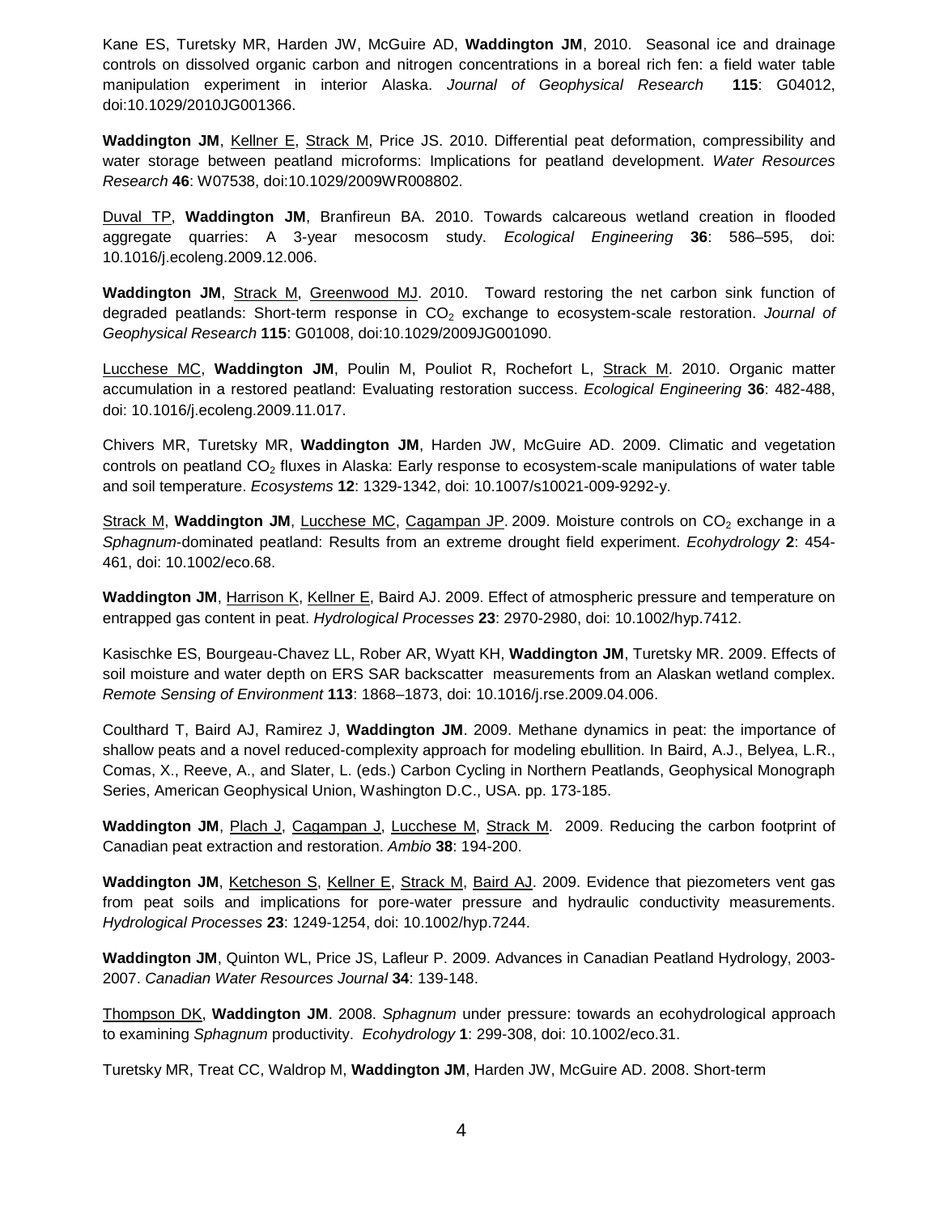Kane ES, Turetsky MR, Harden JW, McGuire AD, **Waddington JM**, 2010. Seasonal ice and drainage controls on dissolved organic carbon and nitrogen concentrations in a boreal rich fen: a field water table manipulation experiment in interior Alaska. *Journal of Geophysical Research* **115**: G04012, doi:10.1029/2010JG001366.

**Waddington JM**, Kellner E, Strack M, Price JS. 2010. Differential peat deformation, compressibility and water storage between peatland microforms: Implications for peatland development. *Water Resources Research* **46**: W07538, doi:10.1029/2009WR008802.

Duval TP, **Waddington JM**, Branfireun BA. 2010. Towards calcareous wetland creation in flooded aggregate quarries: A 3-year mesocosm study. *Ecological Engineering* **36**: 586–595, doi: 10.1016/j.ecoleng.2009.12.006.

**Waddington JM**, Strack M, Greenwood MJ. 2010. Toward restoring the net carbon sink function of degraded peatlands: Short-term response in $CO_2$ exchange to ecosystem-scale restoration. *Journal of Geophysical Research* **115**: G01008, doi:10.1029/2009JG001090.

Lucchese MC, **Waddington JM**, Poulin M, Pouliot R, Rochefort L, Strack M. 2010. Organic matter accumulation in a restored peatland: Evaluating restoration success. *Ecological Engineering* **36**: 482-488, doi: 10.1016/j.ecoleng.2009.11.017.

Chivers MR, Turetsky MR, **Waddington JM**, Harden JW, McGuire AD. 2009. Climatic and vegetation controls on peatland $CO_2$ fluxes in Alaska: Early response to ecosystem-scale manipulations of water table and soil temperature. *Ecosystems* **12**: 1329-1342, doi: 10.1007/s10021-009-9292-y.

Strack M, **Waddington JM**, Lucchese MC, Cagampan JP. 2009. Moisture controls on $CO_2$ exchange in a *Sphagnum*-dominated peatland: Results from an extreme drought field experiment. *Ecohydrology* **2**: 454-461, doi: 10.1002/eco.68.

**Waddington JM**, Harrison K, Kellner E, Baird AJ. 2009. Effect of atmospheric pressure and temperature on entrapped gas content in peat. *Hydrological Processes* **23**: 2970-2980, doi: 10.1002/hyp.7412.

Kasischke ES, Bourgeau-Chavez LL, Rober AR, Wyatt KH, **Waddington JM**, Turetsky MR. 2009. Effects of soil moisture and water depth on ERS SAR backscatter measurements from an Alaskan wetland complex. *Remote Sensing of Environment* **113**: 1868–1873, doi: 10.1016/j.rse.2009.04.006.

Coulthard T, Baird AJ, Ramirez J, **Waddington JM**. 2009. Methane dynamics in peat: the importance of shallow peats and a novel reduced-complexity approach for modeling ebullition. In Baird, A.J., Belyea, L.R., Comas, X., Reeve, A., and Slater, L. (eds.) Carbon Cycling in Northern Peatlands, Geophysical Monograph Series, American Geophysical Union, Washington D.C., USA. pp. 173-185.

**Waddington JM**, Plach J, Cagampan J, Lucchese M, Strack M. 2009. Reducing the carbon footprint of Canadian peat extraction and restoration. *Ambio* **38**: 194-200.

**Waddington JM**, Ketcheson S, Kellner E, Strack M, Baird AJ. 2009. Evidence that piezometers vent gas from peat soils and implications for pore-water pressure and hydraulic conductivity measurements. *Hydrological Processes* **23**: 1249-1254, doi: 10.1002/hyp.7244.

**Waddington JM**, Quinton WL, Price JS, Lafleur P. 2009. Advances in Canadian Peatland Hydrology, 2003-2007. *Canadian Water Resources Journal* **34**: 139-148.

Thompson DK, **Waddington JM**. 2008. *Sphagnum* under pressure: towards an ecohydrological approach to examining *Sphagnum* productivity. *Ecohydrology* **1**: 299-308, doi: 10.1002/eco.31.

Turetsky MR, Treat CC, Waldrop M, **Waddington JM**, Harden JW, McGuire AD. 2008. Short-term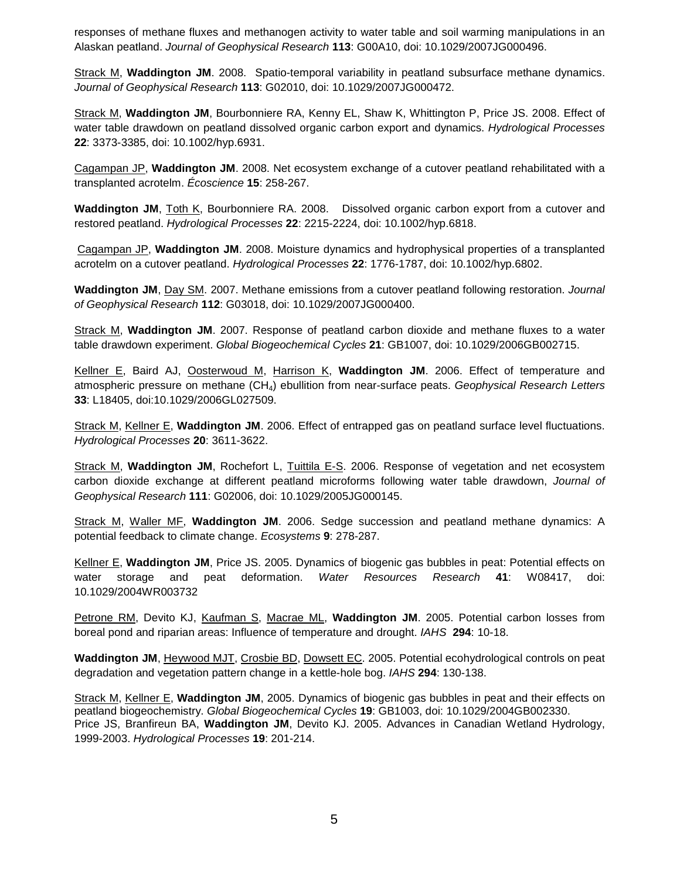responses of methane fluxes and methanogen activity to water table and soil warming manipulations in an Alaskan peatland. *Journal of Geophysical Research* **113**: G00A10, doi: 10.1029/2007JG000496.

Strack M, **Waddington JM**. 2008. Spatio-temporal variability in peatland subsurface methane dynamics. *Journal of Geophysical Research* **113**: G02010, doi: 10.1029/2007JG000472.

Strack M, **Waddington JM**, Bourbonniere RA, Kenny EL, Shaw K, Whittington P, Price JS. 2008. Effect of water table drawdown on peatland dissolved organic carbon export and dynamics. *Hydrological Processes* **22**: 3373-3385, doi: 10.1002/hyp.6931.

Cagampan JP, **Waddington JM**. 2008. Net ecosystem exchange of a cutover peatland rehabilitated with a transplanted acrotelm. *Écoscience* **15**: 258-267.

**Waddington JM**, Toth K, Bourbonniere RA. 2008. Dissolved organic carbon export from a cutover and restored peatland. *Hydrological Processes* **22**: 2215-2224, doi: 10.1002/hyp.6818.

Cagampan JP, **Waddington JM**. 2008. Moisture dynamics and hydrophysical properties of a transplanted acrotelm on a cutover peatland. *Hydrological Processes* **22**: 1776-1787, doi: 10.1002/hyp.6802.

**Waddington JM**, Day SM. 2007. Methane emissions from a cutover peatland following restoration. *Journal of Geophysical Research* **112**: G03018, doi: 10.1029/2007JG000400.

Strack M, **Waddington JM**. 2007. Response of peatland carbon dioxide and methane fluxes to a water table drawdown experiment. *Global Biogeochemical Cycles* **21**: GB1007, doi: 10.1029/2006GB002715.

Kellner E, Baird AJ, Oosterwoud M, Harrison K, **Waddington JM**. 2006. Effect of temperature and atmospheric pressure on methane ($CH_4$) ebullition from near-surface peats. *Geophysical Research Letters* **33**: L18405, doi:10.1029/2006GL027509.

Strack M, Kellner E, **Waddington JM**. 2006. Effect of entrapped gas on peatland surface level fluctuations. *Hydrological Processes* **20**: 3611-3622.

Strack M, **Waddington JM**, Rochefort L, Tuittila E-S. 2006. Response of vegetation and net ecosystem carbon dioxide exchange at different peatland microforms following water table drawdown, *Journal of Geophysical Research* **111**: G02006, doi: 10.1029/2005JG000145.

Strack M, Waller MF, **Waddington JM**. 2006. Sedge succession and peatland methane dynamics: A potential feedback to climate change. *Ecosystems* **9**: 278-287.

Kellner E, **Waddington JM**, Price JS. 2005. Dynamics of biogenic gas bubbles in peat: Potential effects on water storage and peat deformation. *Water Resources Research* **41**: W08417, doi: 10.1029/2004WR003732

Petrone RM, Devito KJ, Kaufman S, Macrae ML, **Waddington JM**. 2005. Potential carbon losses from boreal pond and riparian areas: Influence of temperature and drought. *IAHS* **294**: 10-18.

**Waddington JM**, Heywood MJT, Crosbie BD, Dowsett EC. 2005. Potential ecohydrological controls on peat degradation and vegetation pattern change in a kettle-hole bog. *IAHS* **294**: 130-138.

Strack M, Kellner E, **Waddington JM**, 2005. Dynamics of biogenic gas bubbles in peat and their effects on peatland biogeochemistry. *Global Biogeochemical Cycles* **19**: GB1003, doi: 10.1029/2004GB002330.

Price JS, Branfireun BA, **Waddington JM**, Devito KJ. 2005. Advances in Canadian Wetland Hydrology, 1999-2003. *Hydrological Processes* **19**: 201-214.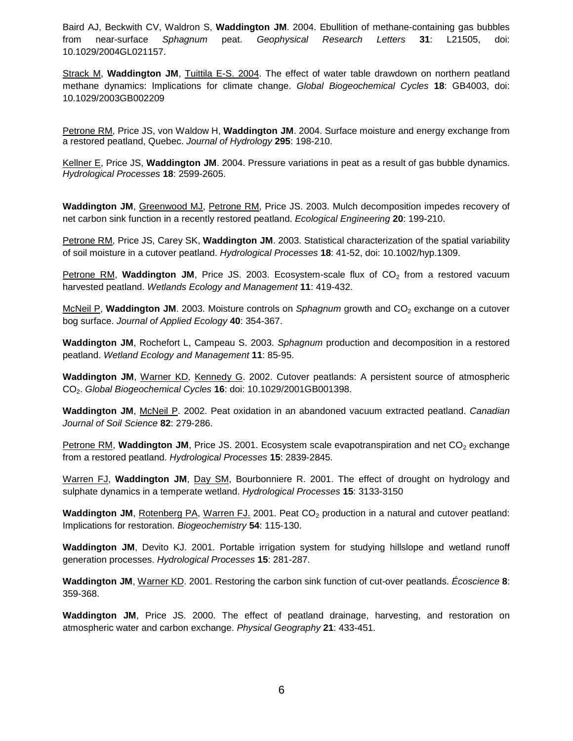Baird AJ, Beckwith CV, Waldron S, **Waddington JM**. 2004. Ebullition of methane-containing gas bubbles from near-surface *Sphagnum* peat. *Geophysical Research Letters* **31**: L21505, doi: 10.1029/2004GL021157.

Strack M, **Waddington JM**, Tuittila E-S. 2004. The effect of water table drawdown on northern peatland methane dynamics: Implications for climate change. *Global Biogeochemical Cycles* **18**: GB4003, doi: 10.1029/2003GB002209

Petrone RM, Price JS, von Waldow H, **Waddington JM**. 2004. Surface moisture and energy exchange from a restored peatland, Quebec. *Journal of Hydrology* **295**: 198-210.

Kellner E, Price JS, **Waddington JM**. 2004. Pressure variations in peat as a result of gas bubble dynamics. *Hydrological Processes* **18**: 2599-2605.

**Waddington JM**, Greenwood MJ, Petrone RM, Price JS. 2003. Mulch decomposition impedes recovery of net carbon sink function in a recently restored peatland. *Ecological Engineering* **20**: 199-210.

Petrone RM, Price JS, Carey SK, **Waddington JM**. 2003. Statistical characterization of the spatial variability of soil moisture in a cutover peatland. *Hydrological Processes* **18**: 41-52, doi: 10.1002/hyp.1309.

Petrone RM, **Waddington JM**, Price JS. 2003. Ecosystem-scale flux of $CO_2$ from a restored vacuum harvested peatland. *Wetlands Ecology and Management* **11**: 419-432.

McNeil P, **Waddington JM**. 2003. Moisture controls on *Sphagnum* growth and $CO_2$ exchange on a cutover bog surface. *Journal of Applied Ecology* **40**: 354-367.

**Waddington JM**, Rochefort L, Campeau S. 2003. *Sphagnum* production and decomposition in a restored peatland. *Wetland Ecology and Management* **11**: 85-95.

**Waddington JM**, Warner KD, Kennedy G. 2002. Cutover peatlands: A persistent source of atmospheric $CO_2$. *Global Biogeochemical Cycles* **16**: doi: 10.1029/2001GB001398.

**Waddington JM**, McNeil P. 2002. Peat oxidation in an abandoned vacuum extracted peatland. *Canadian Journal of Soil Science* **82**: 279-286.

Petrone RM, **Waddington JM**, Price JS. 2001. Ecosystem scale evapotranspiration and net $CO_2$ exchange from a restored peatland. *Hydrological Processes* **15**: 2839-2845.

Warren FJ, **Waddington JM**, Day SM, Bourbonniere R. 2001. The effect of drought on hydrology and sulphate dynamics in a temperate wetland. *Hydrological Processes* **15**: 3133-3150

**Waddington JM**, Rotenberg PA, Warren FJ. 2001. Peat $CO_2$ production in a natural and cutover peatland: Implications for restoration. *Biogeochemistry* **54**: 115-130.

**Waddington JM**, Devito KJ. 2001. Portable irrigation system for studying hillslope and wetland runoff generation processes. *Hydrological Processes* **15**: 281-287.

**Waddington JM**, Warner KD. 2001. Restoring the carbon sink function of cut-over peatlands. *Écoscience* **8**: 359-368.

**Waddington JM**, Price JS. 2000. The effect of peatland drainage, harvesting, and restoration on atmospheric water and carbon exchange. *Physical Geography* **21**: 433-451.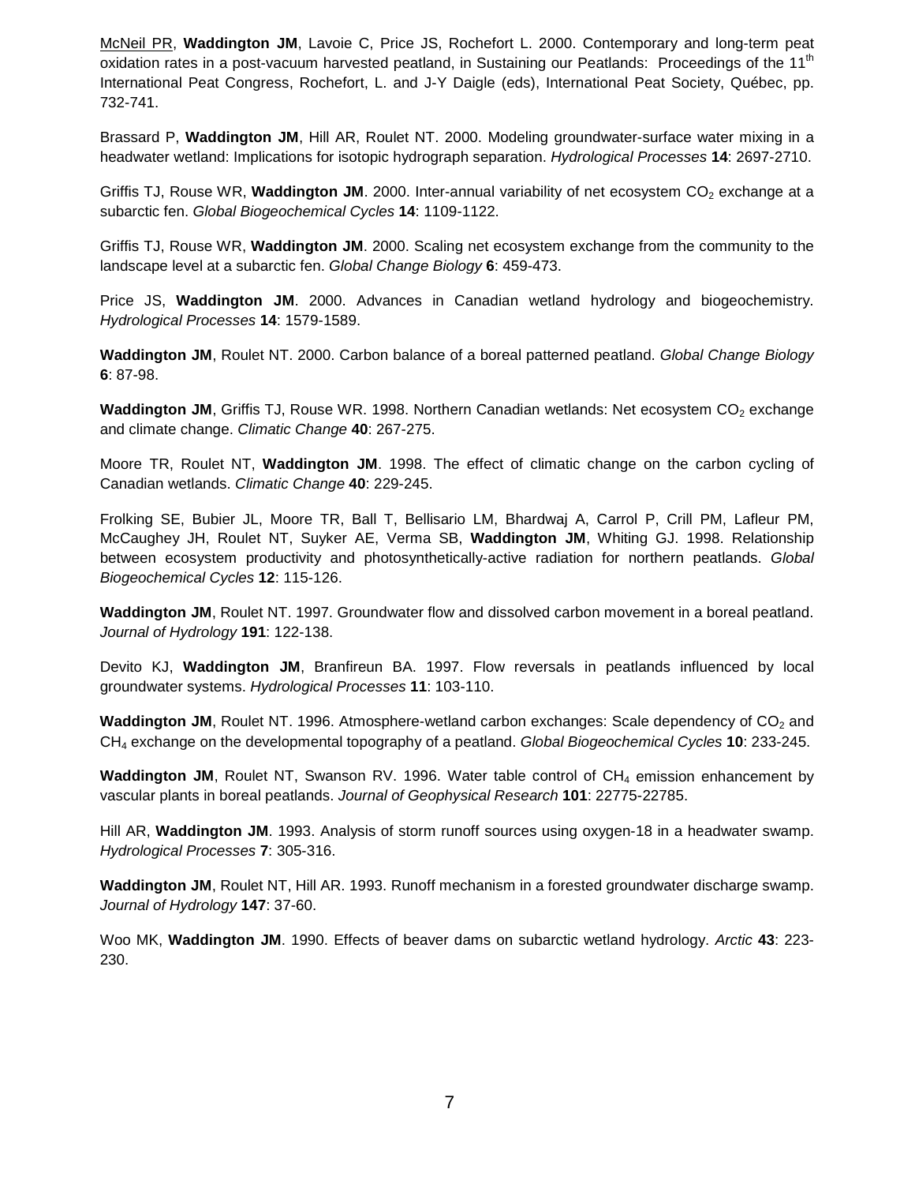McNeil PR, **Waddington JM**, Lavoie C, Price JS, Rochefort L. 2000. Contemporary and long-term peat oxidation rates in a post-vacuum harvested peatland, in Sustaining our Peatlands: Proceedings of the 11th International Peat Congress, Rochefort, L. and J-Y Daigle (eds), International Peat Society, Québec, pp. 732-741.

Brassard P, **Waddington JM**, Hill AR, Roulet NT. 2000. Modeling groundwater-surface water mixing in a headwater wetland: Implications for isotopic hydrograph separation. *Hydrological Processes* **14**: 2697-2710.

Griffis TJ, Rouse WR, **Waddington JM**. 2000. Inter-annual variability of net ecosystem $CO_2$ exchange at a subarctic fen. *Global Biogeochemical Cycles* **14**: 1109-1122.

Griffis TJ, Rouse WR, **Waddington JM**. 2000. Scaling net ecosystem exchange from the community to the landscape level at a subarctic fen. *Global Change Biology* **6**: 459-473.

Price JS, **Waddington JM**. 2000. Advances in Canadian wetland hydrology and biogeochemistry. *Hydrological Processes* **14**: 1579-1589.

**Waddington JM**, Roulet NT. 2000. Carbon balance of a boreal patterned peatland. *Global Change Biology* **6**: 87-98.

**Waddington JM**, Griffis TJ, Rouse WR. 1998. Northern Canadian wetlands: Net ecosystem $CO_2$ exchange and climate change. *Climatic Change* **40**: 267-275.

Moore TR, Roulet NT, **Waddington JM**. 1998. The effect of climatic change on the carbon cycling of Canadian wetlands. *Climatic Change* **40**: 229-245.

Frolking SE, Bubier JL, Moore TR, Ball T, Bellisario LM, Bhardwaj A, Carrol P, Crill PM, Lafleur PM, McCaughey JH, Roulet NT, Suyker AE, Verma SB, **Waddington JM**, Whiting GJ. 1998. Relationship between ecosystem productivity and photosynthetically-active radiation for northern peatlands. *Global Biogeochemical Cycles* **12**: 115-126.

**Waddington JM**, Roulet NT. 1997. Groundwater flow and dissolved carbon movement in a boreal peatland. *Journal of Hydrology* **191**: 122-138.

Devito KJ, **Waddington JM**, Branfireun BA. 1997. Flow reversals in peatlands influenced by local groundwater systems. *Hydrological Processes* **11**: 103-110.

**Waddington JM**, Roulet NT. 1996. Atmosphere-wetland carbon exchanges: Scale dependency of $CO_2$ and $CH_4$ exchange on the developmental topography of a peatland. *Global Biogeochemical Cycles* **10**: 233-245.

**Waddington JM**, Roulet NT, Swanson RV. 1996. Water table control of $CH_4$ emission enhancement by vascular plants in boreal peatlands. *Journal of Geophysical Research* **101**: 22775-22785.

Hill AR, **Waddington JM**. 1993. Analysis of storm runoff sources using oxygen-18 in a headwater swamp. *Hydrological Processes* **7**: 305-316.

**Waddington JM**, Roulet NT, Hill AR. 1993. Runoff mechanism in a forested groundwater discharge swamp. *Journal of Hydrology* **147**: 37-60.

Woo MK, **Waddington JM**. 1990. Effects of beaver dams on subarctic wetland hydrology. *Arctic* **43**: 223-230.